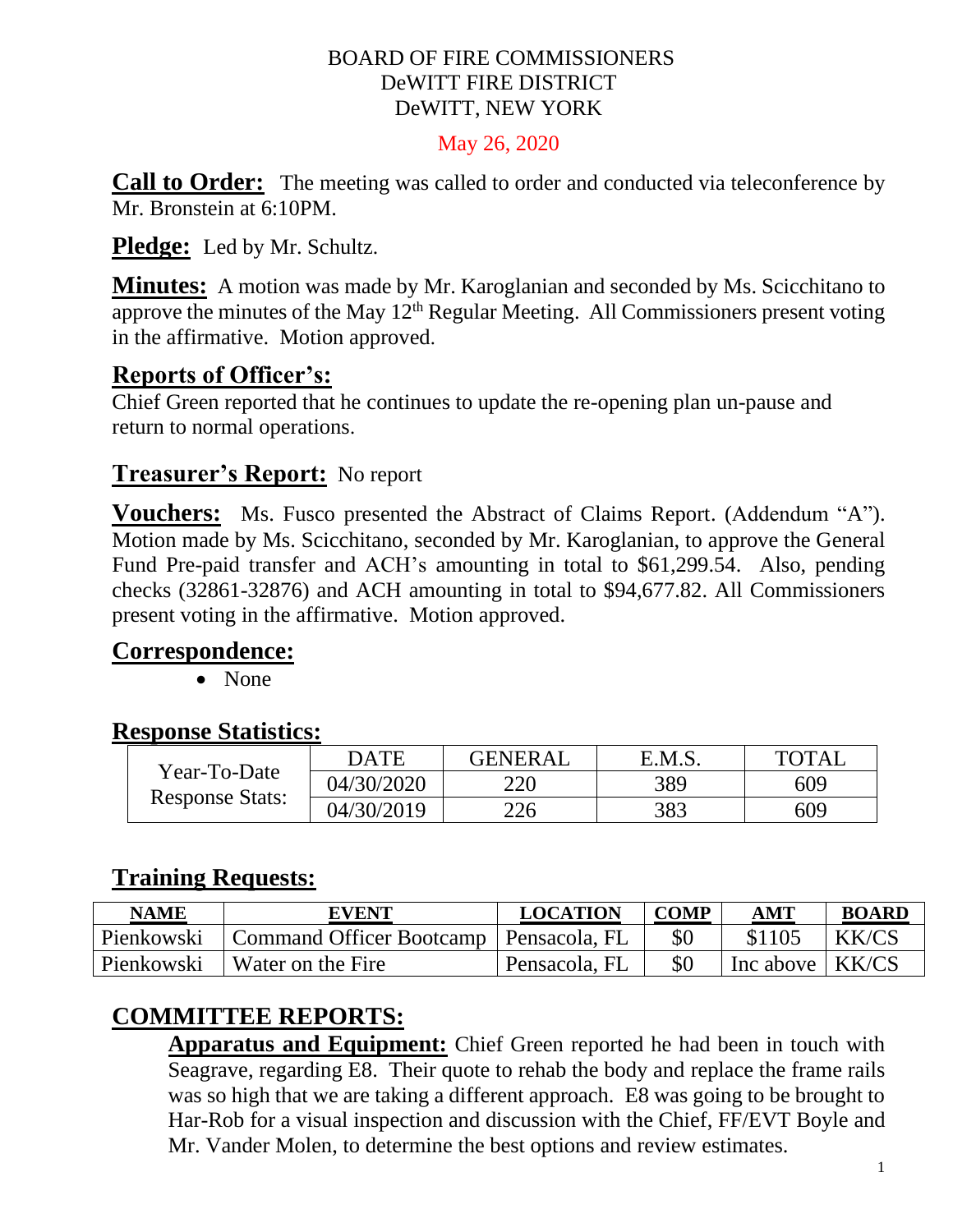BOARD OF FIRE COMMISSIONERS
DeWITT FIRE DISTRICT
DeWITT, NEW YORK

May 26, 2020

**Call to Order:** The meeting was called to order and conducted via teleconference by Mr. Bronstein at 6:10PM.

**Pledge:** Led by Mr. Schultz.

**Minutes:** A motion was made by Mr. Karoglanian and seconded by Ms. Scicchitano to approve the minutes of the May 12th Regular Meeting. All Commissioners present voting in the affirmative. Motion approved.

## Reports of Officer's:

Chief Green reported that he continues to update the re-opening plan un-pause and return to normal operations.

**Treasurer's Report:** No report

**Vouchers:** Ms. Fusco presented the Abstract of Claims Report. (Addendum "A"). Motion made by Ms. Scicchitano, seconded by Mr. Karoglanian, to approve the General Fund Pre-paid transfer and ACH's amounting in total to $61,299.54. Also, pending checks (32861-32876) and ACH amounting in total to $94,677.82. All Commissioners present voting in the affirmative. Motion approved.

## Correspondence:

- None

## Response Statistics:

| Year-To-Date Response Stats: | DATE | GENERAL | E.M.S. | TOTAL |
|---|---|---|---|---|
| | 04/30/2020 | 220 | 389 | 609 |
| | 04/30/2019 | 226 | 383 | 609 |

## Training Requests:

| NAME | EVENT | LOCATION | COMP | AMT | BOARD |
|---|---|---|---|---|---|
| Pienkowski | Command Officer Bootcamp | Pensacola, FL | $0 | $1105 | KK/CS |
| Pienkowski | Water on the Fire | Pensacola, FL | $0 | Inc above | KK/CS |

## COMMITTEE REPORTS:

**Apparatus and Equipment:** Chief Green reported he had been in touch with Seagrave, regarding E8. Their quote to rehab the body and replace the frame rails was so high that we are taking a different approach. E8 was going to be brought to Har-Rob for a visual inspection and discussion with the Chief, FF/EVT Boyle and Mr. Vander Molen, to determine the best options and review estimates.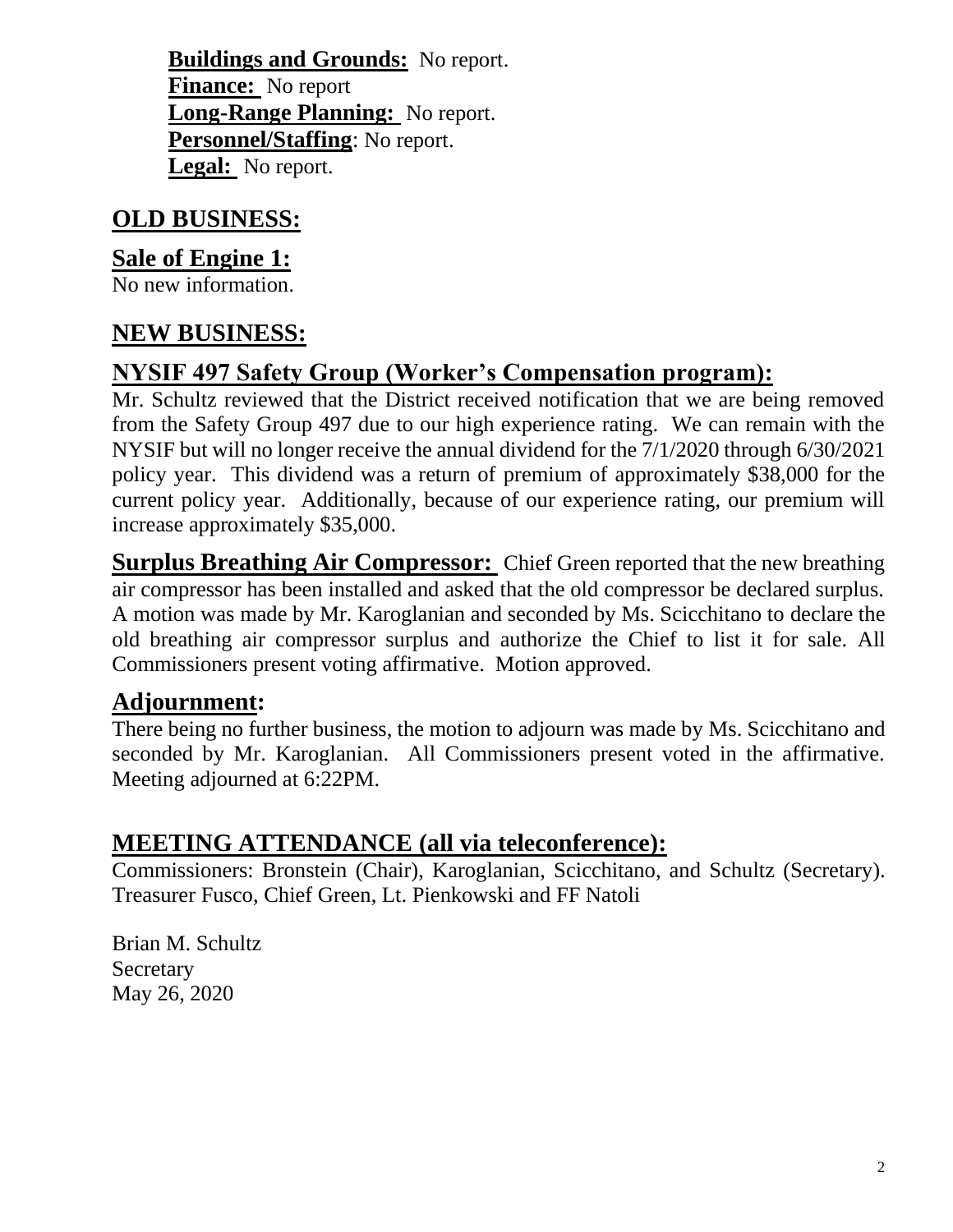**Buildings and Grounds:** No report.
**Finance:** No report
**Long-Range Planning:** No report.
**Personnel/Staffing**: No report.
**Legal:** No report.

## OLD BUSINESS:

### Sale of Engine 1:

No new information.

## NEW BUSINESS:

### NYSIF 497 Safety Group (Worker's Compensation program):

Mr. Schultz reviewed that the District received notification that we are being removed from the Safety Group 497 due to our high experience rating. We can remain with the NYSIF but will no longer receive the annual dividend for the 7/1/2020 through 6/30/2021 policy year. This dividend was a return of premium of approximately $38,000 for the current policy year. Additionally, because of our experience rating, our premium will increase approximately $35,000.

**Surplus Breathing Air Compressor:** Chief Green reported that the new breathing air compressor has been installed and asked that the old compressor be declared surplus. A motion was made by Mr. Karoglanian and seconded by Ms. Scicchitano to declare the old breathing air compressor surplus and authorize the Chief to list it for sale. All Commissioners present voting affirmative. Motion approved.

### Adjournment:

There being no further business, the motion to adjourn was made by Ms. Scicchitano and seconded by Mr. Karoglanian. All Commissioners present voted in the affirmative. Meeting adjourned at 6:22PM.

## MEETING ATTENDANCE (all via teleconference):

Commissioners: Bronstein (Chair), Karoglanian, Scicchitano, and Schultz (Secretary). Treasurer Fusco, Chief Green, Lt. Pienkowski and FF Natoli

Brian M. Schultz
Secretary
May 26, 2020